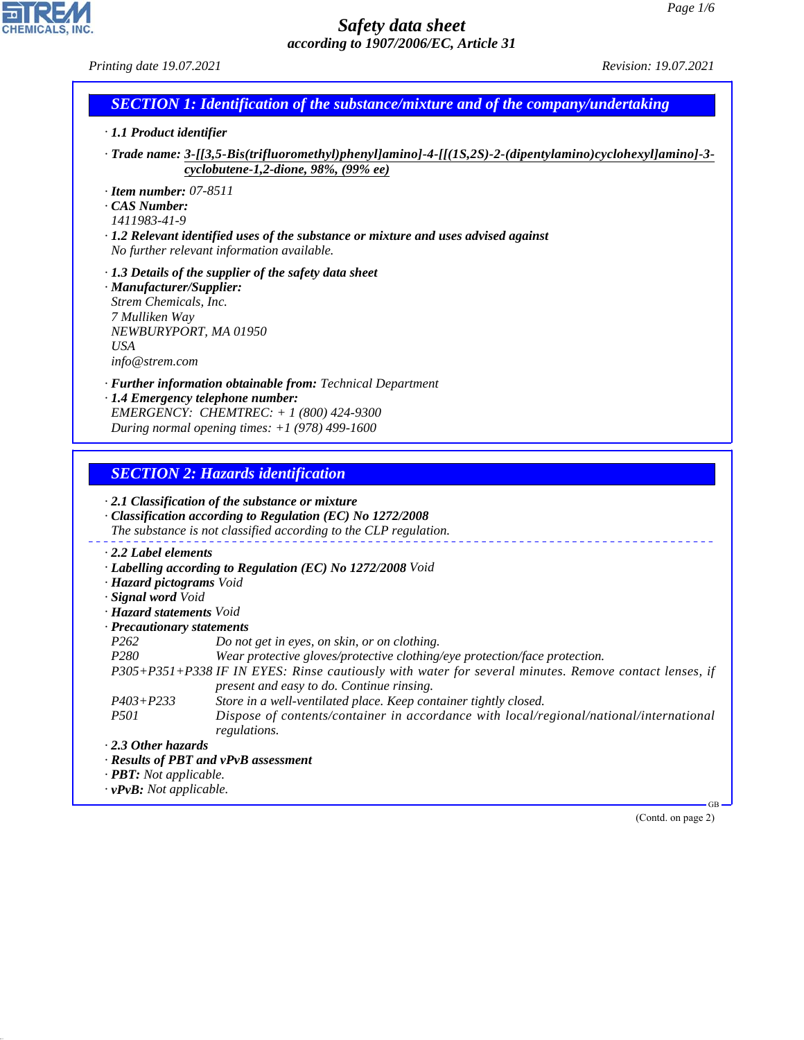# Safety data sheet

*according to 1907/2006/EC, Article 31*

*Printing date 19.07.2021* *Revision: 19.07.2021*

## SECTION 1: Identification of the substance/mixture and of the company/undertaking

· **1.1 Product identifier**

· **Trade name:** **3-[[3,5-Bis(trifluoromethyl)phenyl]amino]-4-[[(1S,2S)-2-(dipentylamino)cyclohexyl]amino]-3-cyclobutene-1,2-dione, 98%, (99% ee)**

· **Item number:** 07-8511
· **CAS Number:**
1411983-41-9
· **1.2 Relevant identified uses of the substance or mixture and uses advised against**
No further relevant information available.

· **1.3 Details of the supplier of the safety data sheet**
· **Manufacturer/Supplier:**
Strem Chemicals, Inc.
7 Mulliken Way
NEWBURYPORT, MA 01950
USA
info@strem.com

· **Further information obtainable from:** Technical Department
· **1.4 Emergency telephone number:**
EMERGENCY: CHEMTREC: + 1 (800) 424-9300
During normal opening times: +1 (978) 499-1600

## SECTION 2: Hazards identification

· **2.1 Classification of the substance or mixture**
· **Classification according to Regulation (EC) No 1272/2008**
The substance is not classified according to the CLP regulation.

· **2.2 Label elements**
· **Labelling according to Regulation (EC) No 1272/2008** Void
· **Hazard pictograms** Void
· **Signal word** Void
· **Hazard statements** Void
· **Precautionary statements**

| | |
|---|---|
| P262 | Do not get in eyes, on skin, or on clothing. |
| P280 | Wear protective gloves/protective clothing/eye protection/face protection. |
| P305+P351+P338 | IF IN EYES: Rinse cautiously with water for several minutes. Remove contact lenses, if present and easy to do. Continue rinsing. |
| P403+P233 | Store in a well-ventilated place. Keep container tightly closed. |
| P501 | Dispose of contents/container in accordance with local/regional/national/international regulations. |

· **2.3 Other hazards**
· **Results of PBT and vPvB assessment**
· **PBT:** Not applicable.
· **vPvB:** Not applicable.

(Contd. on page 2)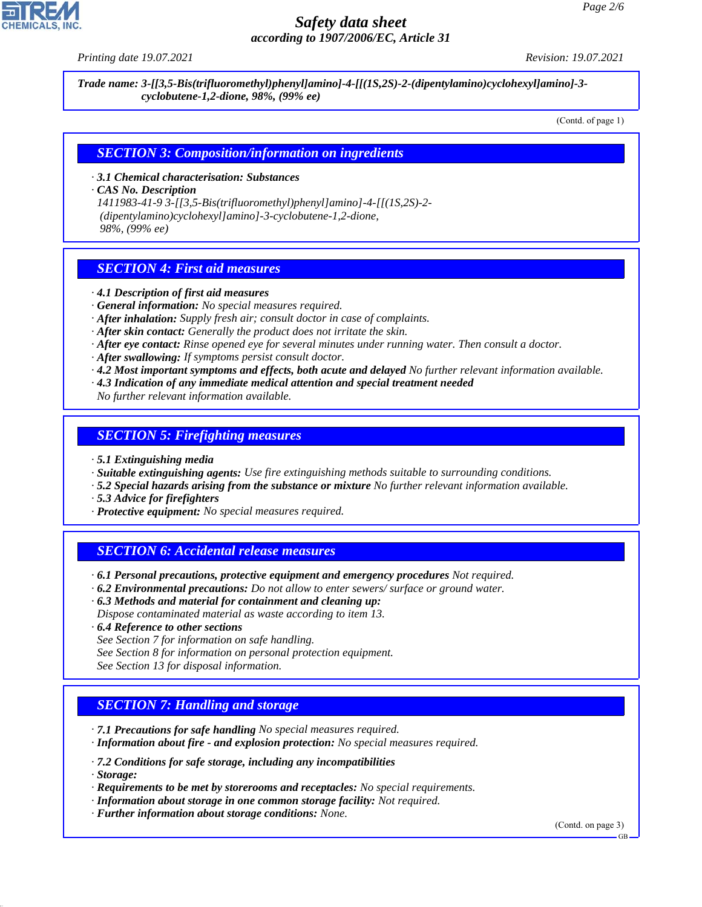**Trade name: 3-[[3,5-Bis(trifluoromethyl)phenyl]amino]-4-[[(1S,2S)-2-(dipentylamino)cyclohexyl]amino]-3-cyclobutene-1,2-dione, 98%, (99% ee)**

(Contd. of page 1)

## SECTION 3: Composition/information on ingredients

· **3.1 Chemical characterisation: Substances**
· **CAS No. Description**
1411983-41-9 3-[[3,5-Bis(trifluoromethyl)phenyl]amino]-4-[[(1S,2S)-2-(dipentylamino)cyclohexyl]amino]-3-cyclobutene-1,2-dione, 98%, (99% ee)

## SECTION 4: First aid measures

· **4.1 Description of first aid measures**
· **General information:** No special measures required.
· **After inhalation:** Supply fresh air; consult doctor in case of complaints.
· **After skin contact:** Generally the product does not irritate the skin.
· **After eye contact:** Rinse opened eye for several minutes under running water. Then consult a doctor.
· **After swallowing:** If symptoms persist consult doctor.
· **4.2 Most important symptoms and effects, both acute and delayed** No further relevant information available.
· **4.3 Indication of any immediate medical attention and special treatment needed**
No further relevant information available.

## SECTION 5: Firefighting measures

· **5.1 Extinguishing media**
· **Suitable extinguishing agents:** Use fire extinguishing methods suitable to surrounding conditions.
· **5.2 Special hazards arising from the substance or mixture** No further relevant information available.
· **5.3 Advice for firefighters**
· **Protective equipment:** No special measures required.

## SECTION 6: Accidental release measures

· **6.1 Personal precautions, protective equipment and emergency procedures** Not required.
· **6.2 Environmental precautions:** Do not allow to enter sewers/ surface or ground water.
· **6.3 Methods and material for containment and cleaning up:**
Dispose contaminated material as waste according to item 13.
· **6.4 Reference to other sections**
See Section 7 for information on safe handling.
See Section 8 for information on personal protection equipment.
See Section 13 for disposal information.

## SECTION 7: Handling and storage

· **7.1 Precautions for safe handling** No special measures required.
· **Information about fire - and explosion protection:** No special measures required.

· **7.2 Conditions for safe storage, including any incompatibilities**
· **Storage:**
· **Requirements to be met by storerooms and receptacles:** No special requirements.
· **Information about storage in one common storage facility:** Not required.
· **Further information about storage conditions:** None.

(Contd. on page 3)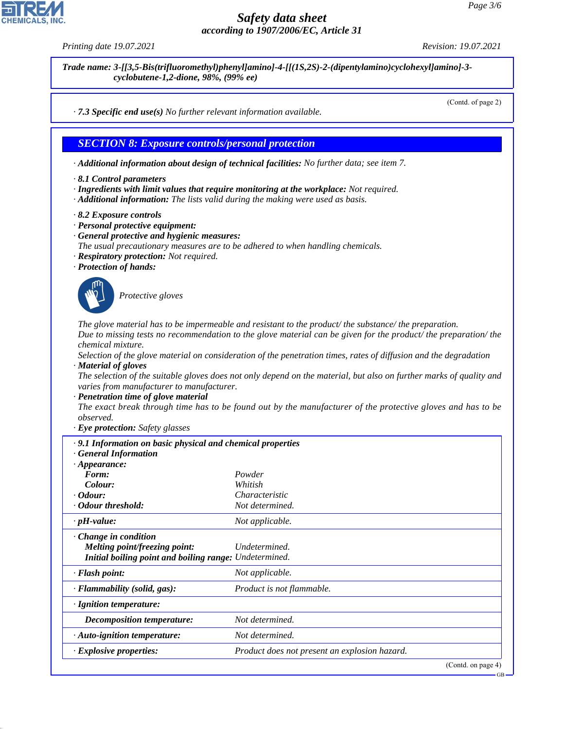**Trade name: 3-[[3,5-Bis(trifluoromethyl)phenyl]amino]-4-[[(1S,2S)-2-(dipentylamino)cyclohexyl]amino]-3-cyclobutene-1,2-dione, 98%, (99% ee)**

(Contd. of page 2)

· **7.3 Specific end use(s)** No further relevant information available.

## SECTION 8: Exposure controls/personal protection

· **Additional information about design of technical facilities:** No further data; see item 7.

· **8.1 Control parameters**
· **Ingredients with limit values that require monitoring at the workplace:** Not required.
· **Additional information:** The lists valid during the making were used as basis.

· **8.2 Exposure controls**
· **Personal protective equipment:**
· **General protective and hygienic measures:**
The usual precautionary measures are to be adhered to when handling chemicals.
· **Respiratory protection:** Not required.
· **Protection of hands:**

Protective gloves

The glove material has to be impermeable and resistant to the product/ the substance/ the preparation.
Due to missing tests no recommendation to the glove material can be given for the product/ the preparation/ the chemical mixture.
Selection of the glove material on consideration of the penetration times, rates of diffusion and the degradation
· **Material of gloves**
The selection of the suitable gloves does not only depend on the material, but also on further marks of quality and varies from manufacturer to manufacturer.
· **Penetration time of glove material**
The exact break through time has to be found out by the manufacturer of the protective gloves and has to be observed.
· **Eye protection:** Safety glasses

| · **9.1 Information on basic physical and chemical properties** | |
|---|---|
| · **General Information** | |
| · **Appearance:** | |
| **Form:** | Powder |
| **Colour:** | Whitish |
| · **Odour:** | Characteristic |
| · **Odour threshold:** | Not determined. |
| · **pH-value:** | Not applicable. |
| · **Change in condition** | |
| **Melting point/freezing point:** | Undetermined. |
| **Initial boiling point and boiling range:** | Undetermined. |
| · **Flash point:** | Not applicable. |
| · **Flammability (solid, gas):** | Product is not flammable. |
| · **Ignition temperature:** | |
| **Decomposition temperature:** | Not determined. |
| · **Auto-ignition temperature:** | Not determined. |
| · **Explosive properties:** | Product does not present an explosion hazard. |

(Contd. on page 4)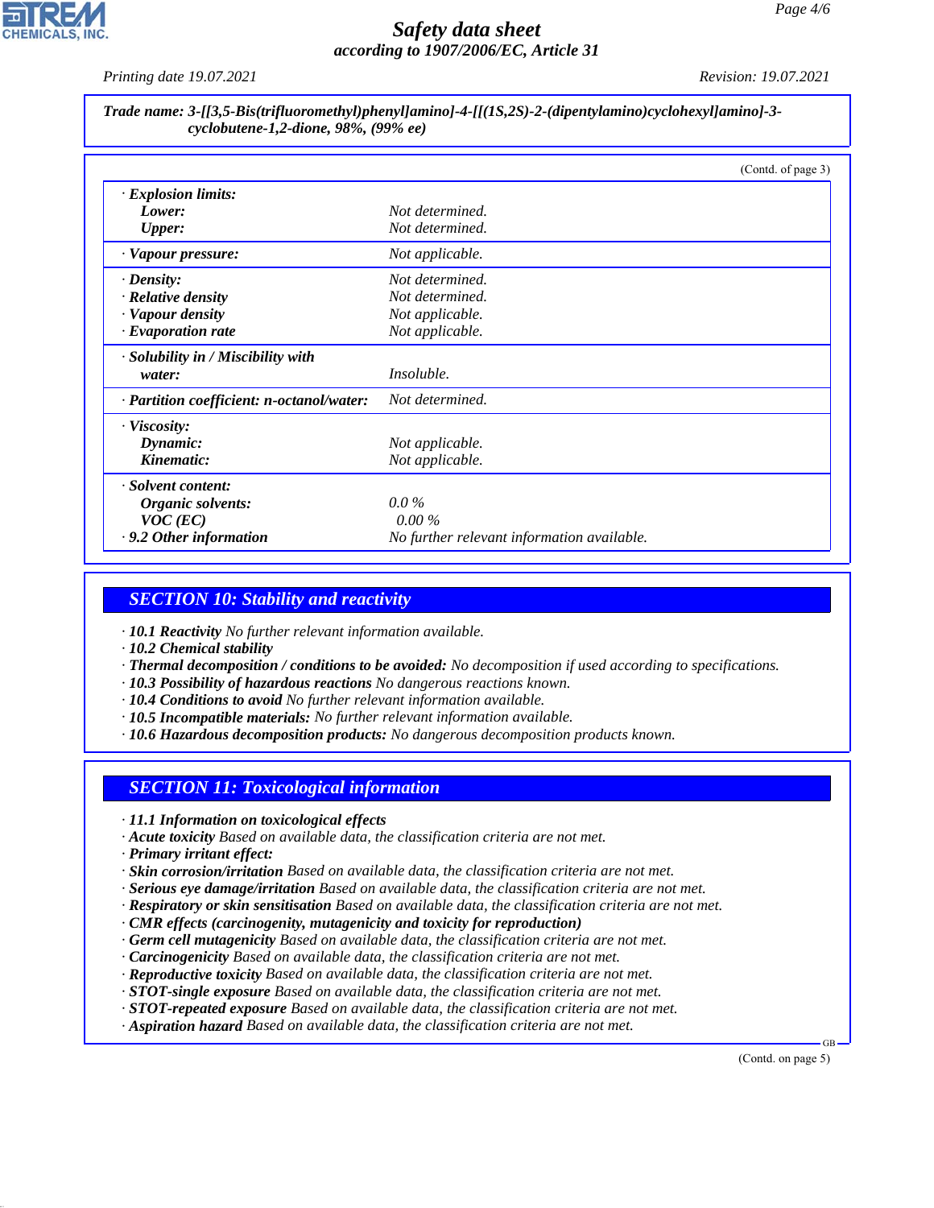**Trade name: 3-[[3,5-Bis(trifluoromethyl)phenyl]amino]-4-[[(1S,2S)-2-(dipentylamino)cyclohexyl]amino]-3-cyclobutene-1,2-dione, 98%, (99% ee)**

(Contd. of page 3)

| | |
|---|---|
| · **Explosion limits:** | |
| **Lower:** | Not determined. |
| **Upper:** | Not determined. |
| · **Vapour pressure:** | Not applicable. |
| · **Density:** | Not determined. |
| · **Relative density** | Not determined. |
| · **Vapour density** | Not applicable. |
| · **Evaporation rate** | Not applicable. |
| · **Solubility in / Miscibility with water:** | Insoluble. |
| · **Partition coefficient: n-octanol/water:** | Not determined. |
| · **Viscosity:** | |
| **Dynamic:** | Not applicable. |
| **Kinematic:** | Not applicable. |
| · **Solvent content:** | |
| **Organic solvents:** | 0.0 % |
| **VOC (EC)** | 0.00 % |
| · **9.2 Other information** | No further relevant information available. |

## SECTION 10: Stability and reactivity

- · **10.1 Reactivity** No further relevant information available.
- · **10.2 Chemical stability**
- · **Thermal decomposition / conditions to be avoided:** No decomposition if used according to specifications.
- · **10.3 Possibility of hazardous reactions** No dangerous reactions known.
- · **10.4 Conditions to avoid** No further relevant information available.
- · **10.5 Incompatible materials:** No further relevant information available.
- · **10.6 Hazardous decomposition products:** No dangerous decomposition products known.

## SECTION 11: Toxicological information

- · **11.1 Information on toxicological effects**
- · **Acute toxicity** Based on available data, the classification criteria are not met.
- · **Primary irritant effect:**
- · **Skin corrosion/irritation** Based on available data, the classification criteria are not met.
- · **Serious eye damage/irritation** Based on available data, the classification criteria are not met.
- · **Respiratory or skin sensitisation** Based on available data, the classification criteria are not met.
- · **CMR effects (carcinogenity, mutagenicity and toxicity for reproduction)**
- · **Germ cell mutagenicity** Based on available data, the classification criteria are not met.
- · **Carcinogenicity** Based on available data, the classification criteria are not met.
- · **Reproductive toxicity** Based on available data, the classification criteria are not met.
- · **STOT-single exposure** Based on available data, the classification criteria are not met.
- · **STOT-repeated exposure** Based on available data, the classification criteria are not met.
- · **Aspiration hazard** Based on available data, the classification criteria are not met.

(Contd. on page 5)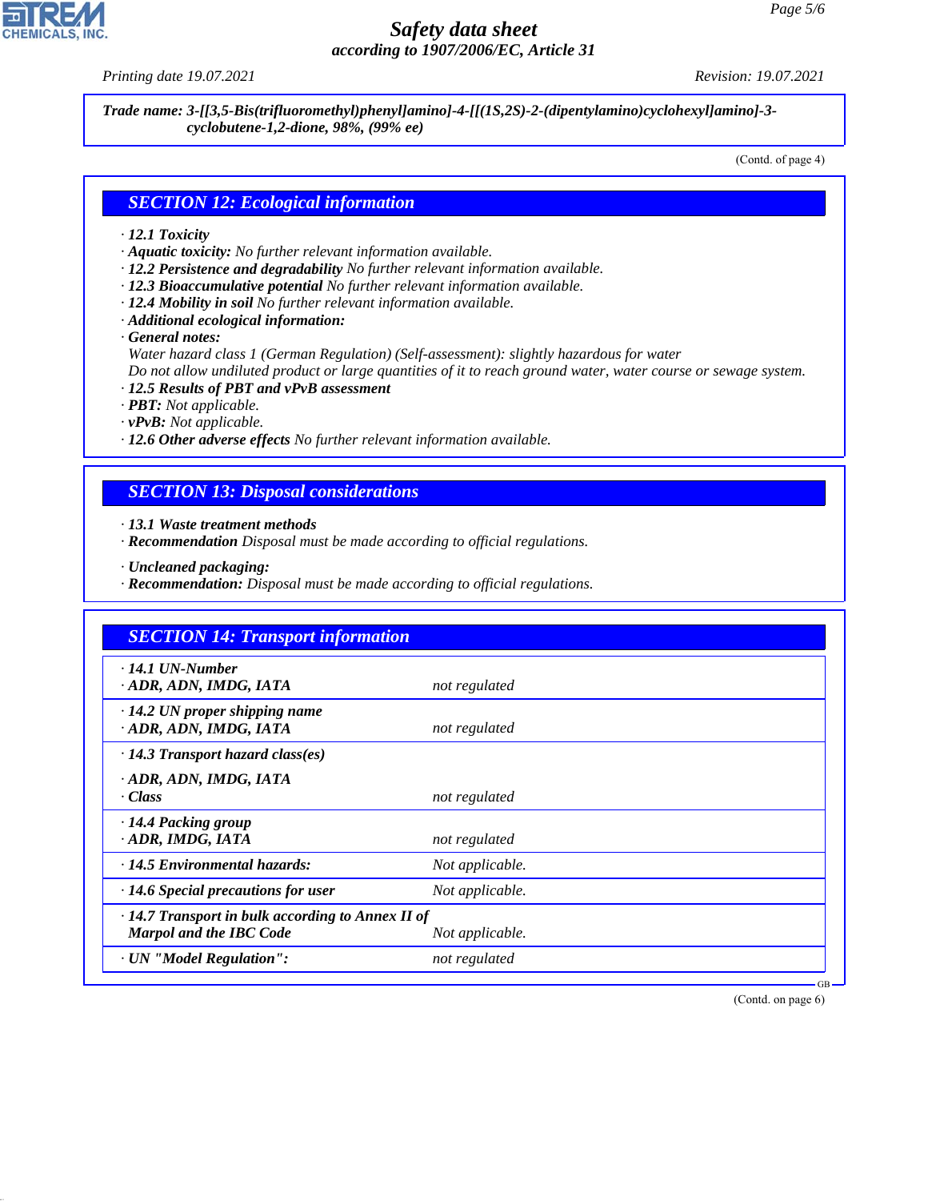**Trade name: 3-[[3,5-Bis(trifluoromethyl)phenyl]amino]-4-[[(1S,2S)-2-(dipentylamino)cyclohexyl]amino]-3-cyclobutene-1,2-dione, 98%, (99% ee)**

(Contd. of page 4)

## SECTION 12: Ecological information

- **12.1 Toxicity**
- **Aquatic toxicity:** No further relevant information available.
- **12.2 Persistence and degradability** No further relevant information available.
- **12.3 Bioaccumulative potential** No further relevant information available.
- **12.4 Mobility in soil** No further relevant information available.
- **Additional ecological information:**
- **General notes:**
  Water hazard class 1 (German Regulation) (Self-assessment): slightly hazardous for water
  Do not allow undiluted product or large quantities of it to reach ground water, water course or sewage system.
- **12.5 Results of PBT and vPvB assessment**
- **PBT:** Not applicable.
- **vPvB:** Not applicable.
- **12.6 Other adverse effects** No further relevant information available.

## SECTION 13: Disposal considerations

- **13.1 Waste treatment methods**
- **Recommendation** Disposal must be made according to official regulations.

- **Uncleaned packaging:**
- **Recommendation:** Disposal must be made according to official regulations.

## SECTION 14: Transport information

| | |
|---|---|
| **· 14.1 UN-Number**<br>**· ADR, ADN, IMDG, IATA** | not regulated |
| **· 14.2 UN proper shipping name**<br>**· ADR, ADN, IMDG, IATA** | not regulated |
| **· 14.3 Transport hazard class(es)**<br>**· ADR, ADN, IMDG, IATA**<br>**· Class** | not regulated |
| **· 14.4 Packing group**<br>**· ADR, IMDG, IATA** | not regulated |
| **· 14.5 Environmental hazards:** | Not applicable. |
| **· 14.6 Special precautions for user** | Not applicable. |
| **· 14.7 Transport in bulk according to Annex II of Marpol and the IBC Code** | Not applicable. |
| **· UN "Model Regulation":** | not regulated |

(Contd. on page 6)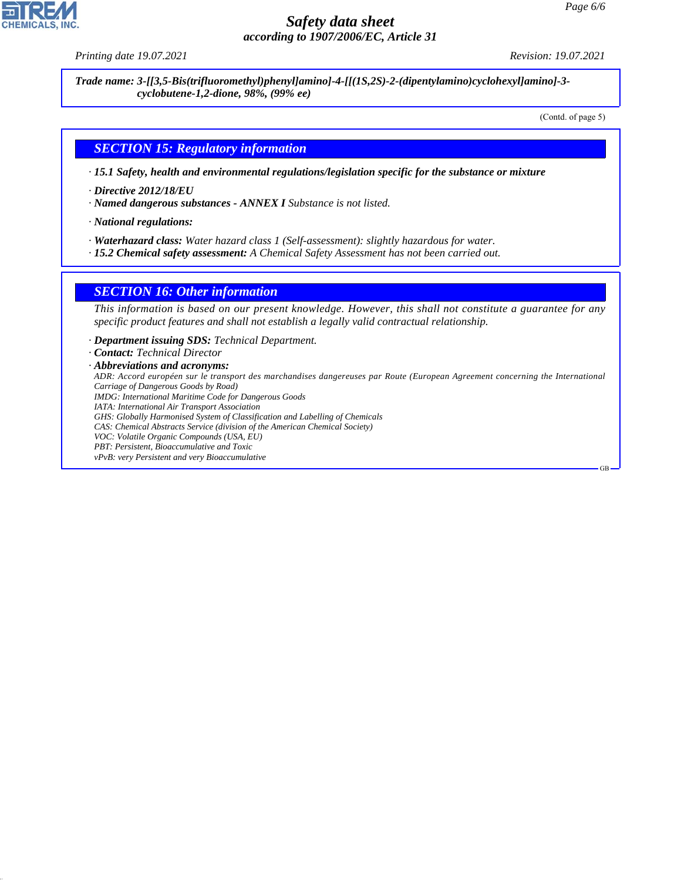**Trade name: 3-[[3,5-Bis(trifluoromethyl)phenyl]amino]-4-[[(1S,2S)-2-(dipentylamino)cyclohexyl]amino]-3-cyclobutene-1,2-dione, 98%, (99% ee)**

(Contd. of page 5)

## SECTION 15: Regulatory information

· **15.1 Safety, health and environmental regulations/legislation specific for the substance or mixture**

· **Directive 2012/18/EU**
· **Named dangerous substances - ANNEX I** Substance is not listed.

· **National regulations:**

· **Waterhazard class:** Water hazard class 1 (Self-assessment): slightly hazardous for water.
· **15.2 Chemical safety assessment:** A Chemical Safety Assessment has not been carried out.

## SECTION 16: Other information

This information is based on our present knowledge. However, this shall not constitute a guarantee for any specific product features and shall not establish a legally valid contractual relationship.

· **Department issuing SDS:** Technical Department.
· **Contact:** Technical Director
· **Abbreviations and acronyms:**
ADR: Accord européen sur le transport des marchandises dangereuses par Route (European Agreement concerning the International Carriage of Dangerous Goods by Road)
IMDG: International Maritime Code for Dangerous Goods
IATA: International Air Transport Association
GHS: Globally Harmonised System of Classification and Labelling of Chemicals
CAS: Chemical Abstracts Service (division of the American Chemical Society)
VOC: Volatile Organic Compounds (USA, EU)
PBT: Persistent, Bioaccumulative and Toxic
vPvB: very Persistent and very Bioaccumulative